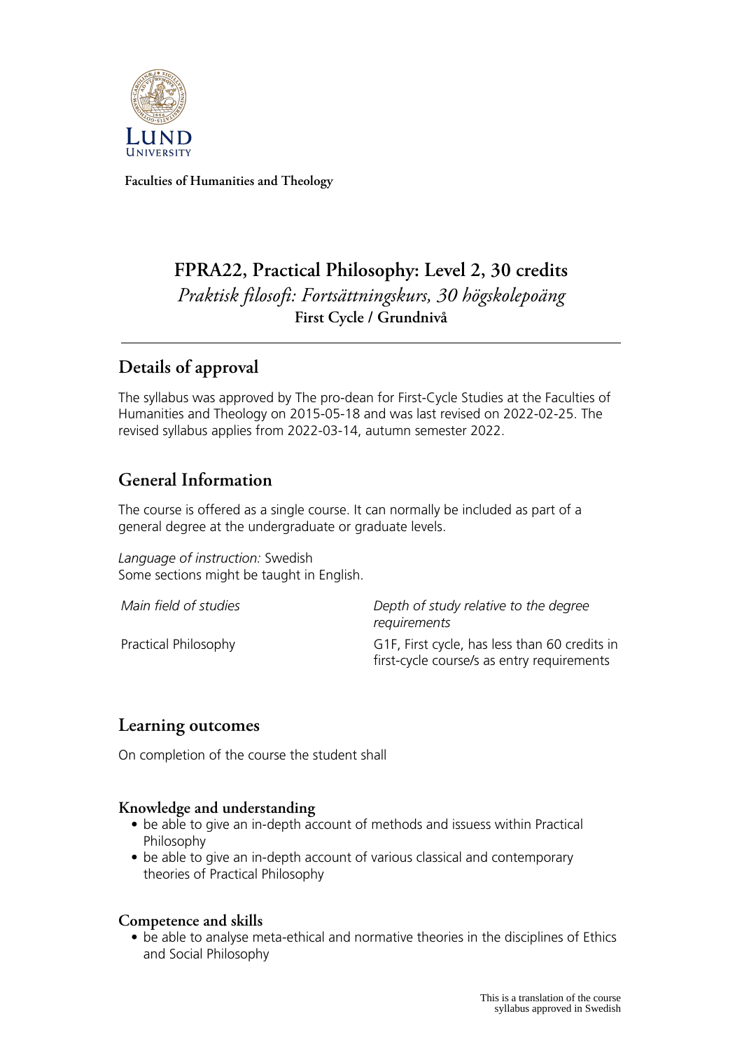Faculties of Humanities and Theology

# FPRA22, Practical Philosophy: Level 2, 30 credits

*Praktisk filosofi: Fortsättningskurs, 30 högskolepoäng*

**First Cycle / Grundnivå**

## Details of approval

The syllabus was approved by The pro-dean for First-Cycle Studies at the Faculties of Humanities and Theology on 2015-05-18 and was last revised on 2022-02-25. The revised syllabus applies from 2022-03-14, autumn semester 2022.

## General Information

The course is offered as a single course. It can normally be included as part of a general degree at the undergraduate or graduate levels.

*Language of instruction:* Swedish
Some sections might be taught in English.

| *Main field of studies* | *Depth of study relative to the degree requirements* |
| --- | --- |
| Practical Philosophy | G1F, First cycle, has less than 60 credits in first-cycle course/s as entry requirements |

## Learning outcomes

On completion of the course the student shall

### Knowledge and understanding

- be able to give an in-depth account of methods and issuess within Practical Philosophy
- be able to give an in-depth account of various classical and contemporary theories of Practical Philosophy

### Competence and skills

- be able to analyse meta-ethical and normative theories in the disciplines of Ethics and Social Philosophy

This is a translation of the course syllabus approved in Swedish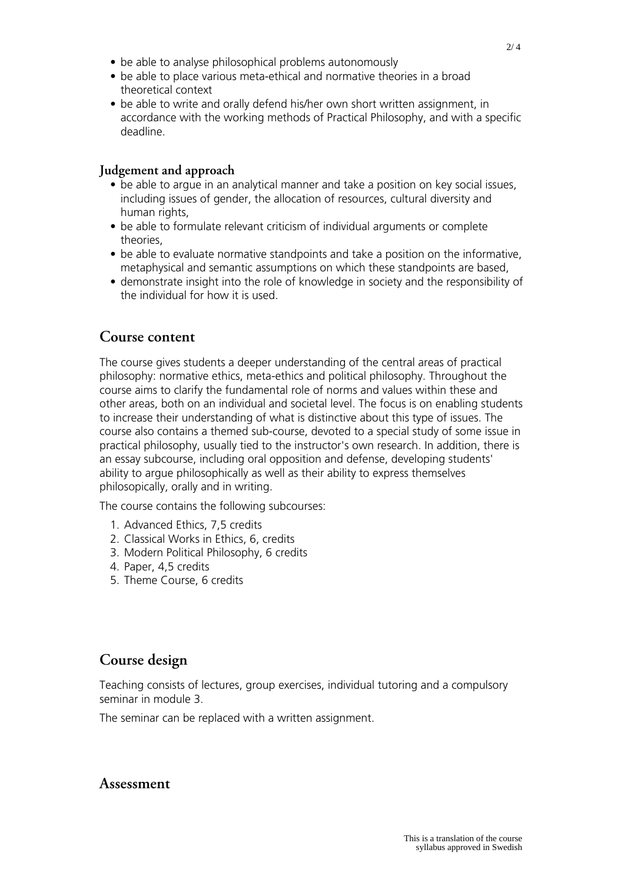- be able to analyse philosophical problems autonomously
- be able to place various meta-ethical and normative theories in a broad theoretical context
- be able to write and orally defend his/her own short written assignment, in accordance with the working methods of Practical Philosophy, and with a specific deadline.

### Judgement and approach

- be able to argue in an analytical manner and take a position on key social issues, including issues of gender, the allocation of resources, cultural diversity and human rights,
- be able to formulate relevant criticism of individual arguments or complete theories,
- be able to evaluate normative standpoints and take a position on the informative, metaphysical and semantic assumptions on which these standpoints are based,
- demonstrate insight into the role of knowledge in society and the responsibility of the individual for how it is used.

## Course content

The course gives students a deeper understanding of the central areas of practical philosophy: normative ethics, meta-ethics and political philosophy. Throughout the course aims to clarify the fundamental role of norms and values within these and other areas, both on an individual and societal level. The focus is on enabling students to increase their understanding of what is distinctive about this type of issues. The course also contains a themed sub-course, devoted to a special study of some issue in practical philosophy, usually tied to the instructor's own research. In addition, there is an essay subcourse, including oral opposition and defense, developing students' ability to argue philosophically as well as their ability to express themselves philosopically, orally and in writing.

The course contains the following subcourses:

1. Advanced Ethics, 7,5 credits
2. Classical Works in Ethics, 6, credits
3. Modern Political Philosophy, 6 credits
4. Paper, 4,5 credits
5. Theme Course, 6 credits

## Course design

Teaching consists of lectures, group exercises, individual tutoring and a compulsory seminar in module 3.

The seminar can be replaced with a written assignment.

## Assessment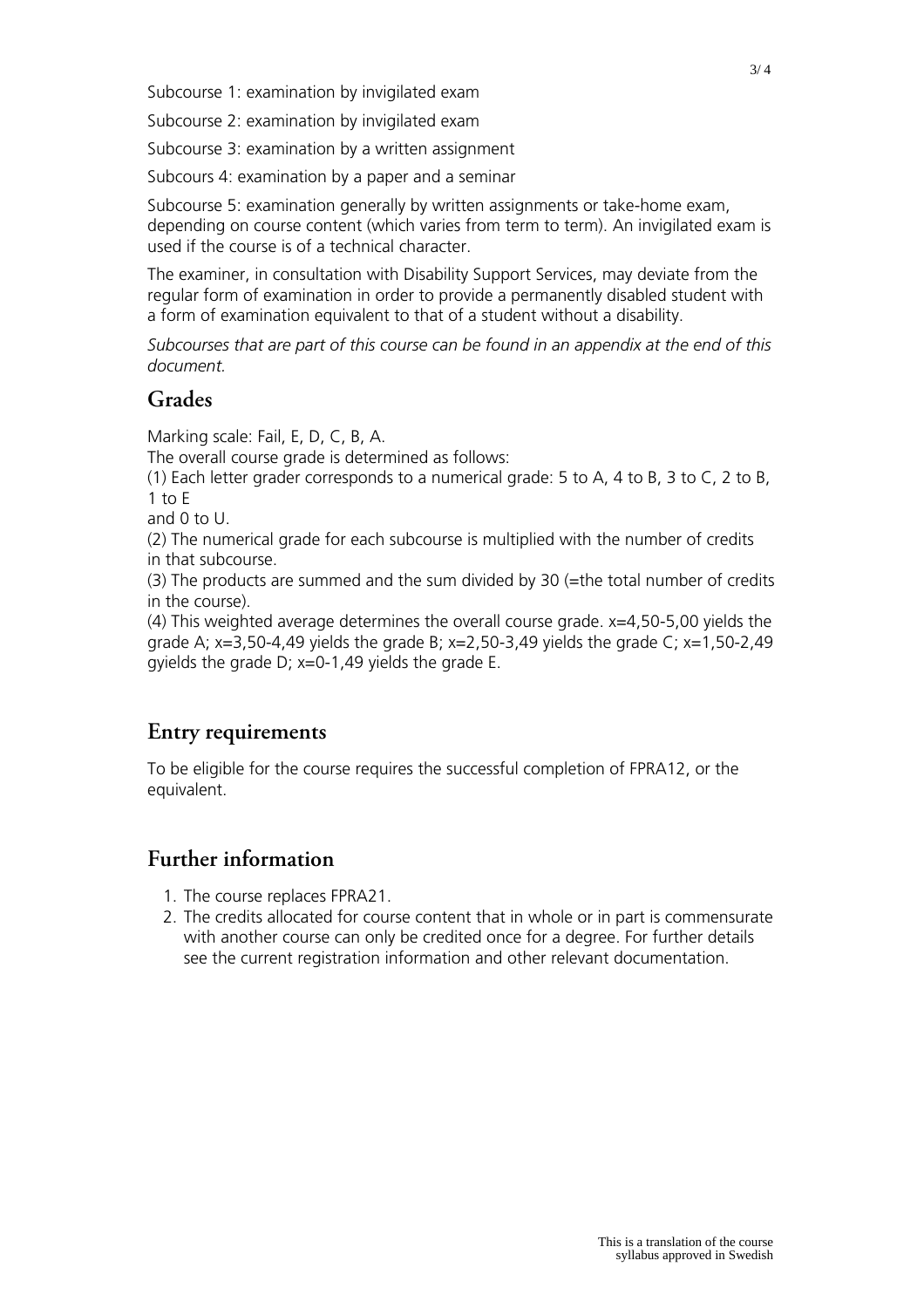Subcourse 1: examination by invigilated exam

Subcourse 2: examination by invigilated exam

Subcourse 3: examination by a written assignment

Subcours 4: examination by a paper and a seminar

Subcourse 5: examination generally by written assignments or take-home exam, depending on course content (which varies from term to term). An invigilated exam is used if the course is of a technical character.

The examiner, in consultation with Disability Support Services, may deviate from the regular form of examination in order to provide a permanently disabled student with a form of examination equivalent to that of a student without a disability.

*Subcourses that are part of this course can be found in an appendix at the end of this document.*

## Grades

Marking scale: Fail, E, D, C, B, A.
The overall course grade is determined as follows:
(1) Each letter grader corresponds to a numerical grade: 5 to A, 4 to B, 3 to C, 2 to B, 1 to E
and 0 to U.
(2) The numerical grade for each subcourse is multiplied with the number of credits in that subcourse.
(3) The products are summed and the sum divided by 30 (=the total number of credits in the course).
(4) This weighted average determines the overall course grade. x=4,50-5,00 yields the grade A; x=3,50-4,49 yields the grade B; x=2,50-3,49 yields the grade C; x=1,50-2,49 gyields the grade D; x=0-1,49 yields the grade E.

## Entry requirements

To be eligible for the course requires the successful completion of FPRA12, or the equivalent.

## Further information

1. The course replaces FPRA21.
2. The credits allocated for course content that in whole or in part is commensurate with another course can only be credited once for a degree. For further details see the current registration information and other relevant documentation.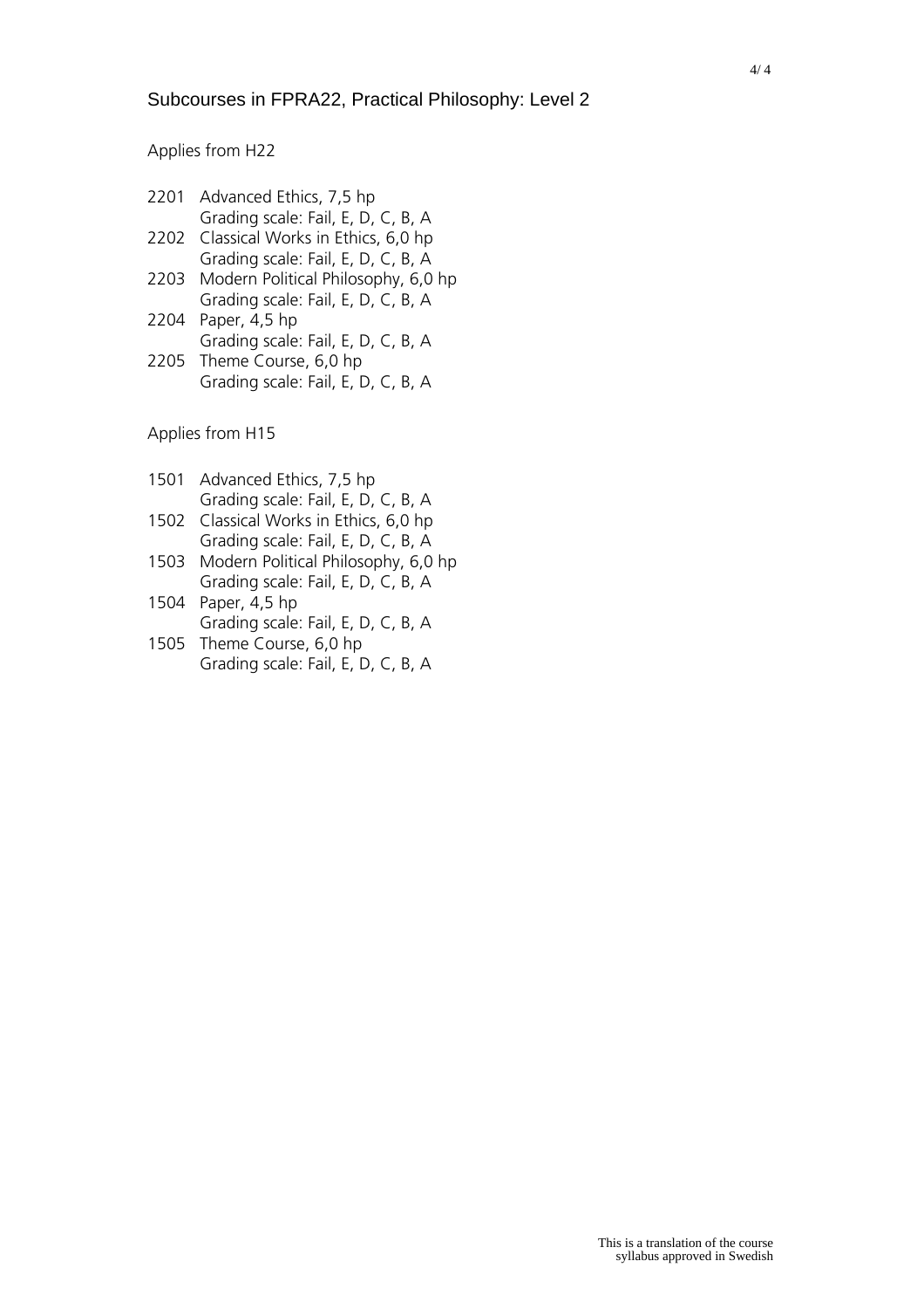## Subcourses in FPRA22, Practical Philosophy: Level 2

Applies from H22

2201 Advanced Ethics, 7,5 hp
     Grading scale: Fail, E, D, C, B, A
2202 Classical Works in Ethics, 6,0 hp
     Grading scale: Fail, E, D, C, B, A
2203 Modern Political Philosophy, 6,0 hp
     Grading scale: Fail, E, D, C, B, A
2204 Paper, 4,5 hp
     Grading scale: Fail, E, D, C, B, A
2205 Theme Course, 6,0 hp
     Grading scale: Fail, E, D, C, B, A

Applies from H15

1501 Advanced Ethics, 7,5 hp
     Grading scale: Fail, E, D, C, B, A
1502 Classical Works in Ethics, 6,0 hp
     Grading scale: Fail, E, D, C, B, A
1503 Modern Political Philosophy, 6,0 hp
     Grading scale: Fail, E, D, C, B, A
1504 Paper, 4,5 hp
     Grading scale: Fail, E, D, C, B, A
1505 Theme Course, 6,0 hp
     Grading scale: Fail, E, D, C, B, A

This is a translation of the course syllabus approved in Swedish